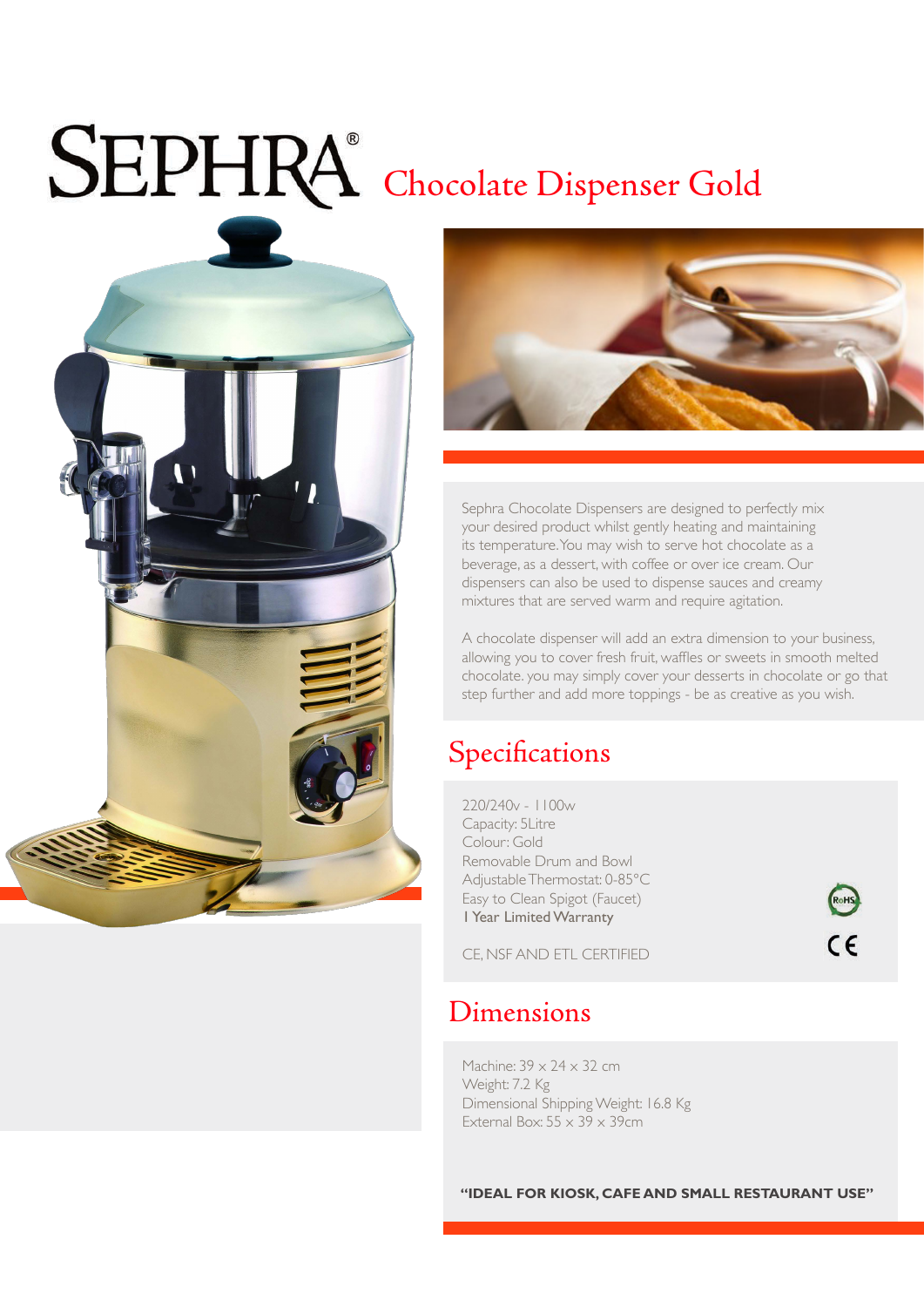# SEPHRA® Chocolate Dispenser Gold

Sephra Chocolate Dispensers are designed to perfectly mix your desired product whilst gently heating and maintaining its temperature. You may wish to serve hot chocolate as a beverage, as a dessert, with coffee or over ice cream. Our dispensers can also be used to dispense sauces and creamy mixtures that are served warm and require agitation.

A chocolate dispenser will add an extra dimension to your business, allowing you to cover fresh fruit, waffles or sweets in smooth melted chocolate. you may simply cover your desserts in chocolate or go that step further and add more toppings - be as creative as you wish.

## Specifications

220/240v - 1100w
Capacity: 5Litre
Colour: Gold
Removable Drum and Bowl
Adjustable Thermostat: 0-85°C
Easy to Clean Spigot (Faucet)
1 Year Limited Warranty

CE, NSF AND ETL CERTIFIED

RoHS

CE

## Dimensions

Machine: 39 x 24 x 32 cm
Weight: 7.2 Kg
Dimensional Shipping Weight: 16.8 Kg
External Box: 55 x 39 x 39cm

**"IDEAL FOR KIOSK, CAFE AND SMALL RESTAURANT USE"**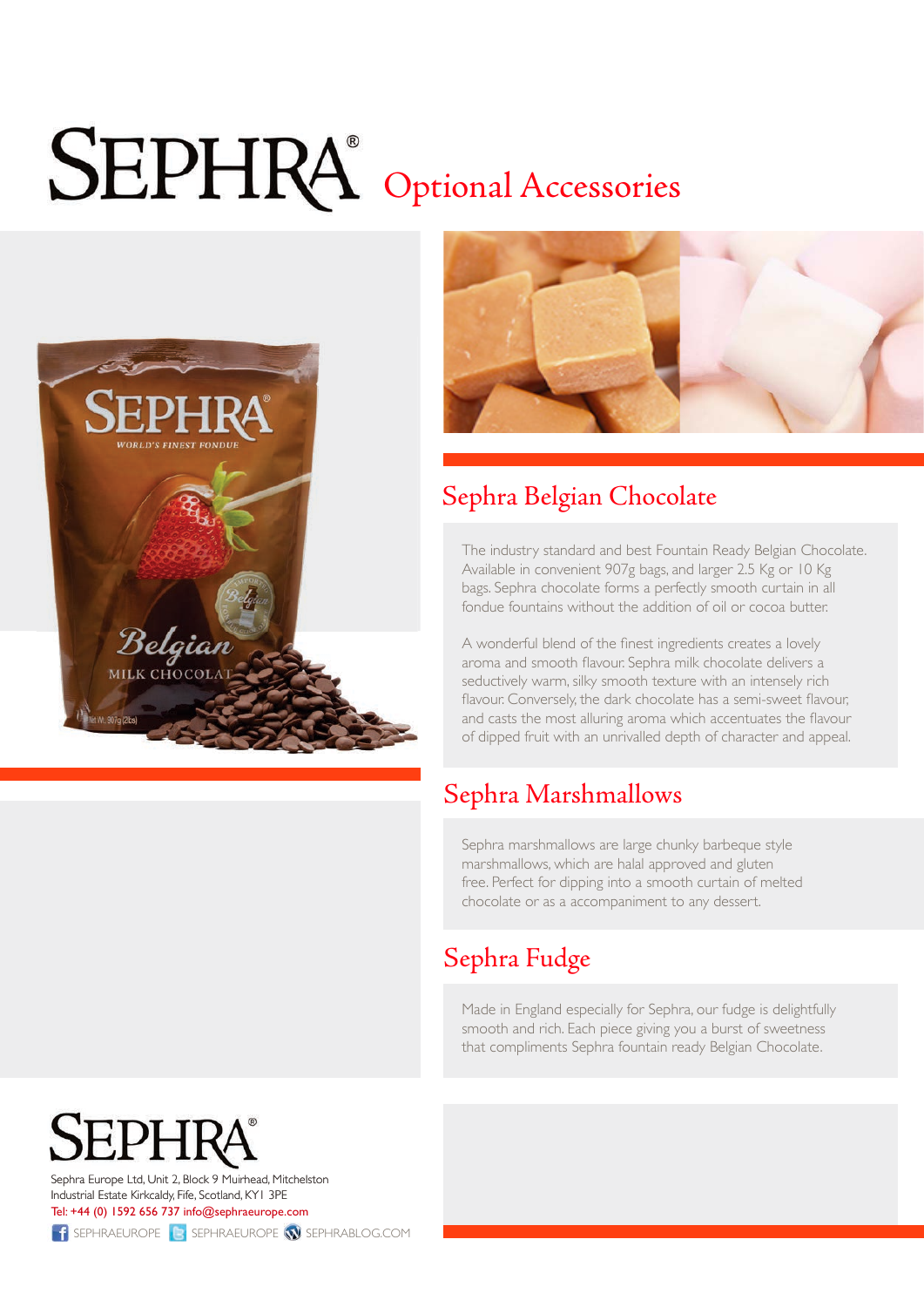# SEPHRA® Optional Accessories

## Sephra Belgian Chocolate

The industry standard and best Fountain Ready Belgian Chocolate. Available in convenient 907g bags, and larger 2.5 Kg or 10 Kg bags. Sephra chocolate forms a perfectly smooth curtain in all fondue fountains without the addition of oil or cocoa butter.

A wonderful blend of the finest ingredients creates a lovely aroma and smooth flavour. Sephra milk chocolate delivers a seductively warm, silky smooth texture with an intensely rich flavour. Conversely, the dark chocolate has a semi-sweet flavour, and casts the most alluring aroma which accentuates the flavour of dipped fruit with an unrivalled depth of character and appeal.

## Sephra Marshmallows

Sephra marshmallows are large chunky barbeque style marshmallows, which are halal approved and gluten free. Perfect for dipping into a smooth curtain of melted chocolate or as a accompaniment to any dessert.

## Sephra Fudge

Made in England especially for Sephra, our fudge is delightfully smooth and rich. Each piece giving you a burst of sweetness that compliments Sephra fountain ready Belgian Chocolate.

SEPHRA®

Sephra Europe Ltd, Unit 2, Block 9 Muirhead, Mitchelston Industrial Estate Kirkcaldy, Fife, Scotland, KY1 3PE
Tel: +44 (0) 1592 656 737 info@sephraeurope.com

SEPHRAEUROPE SEPHRAEUROPE SEPHRABLOG.COM